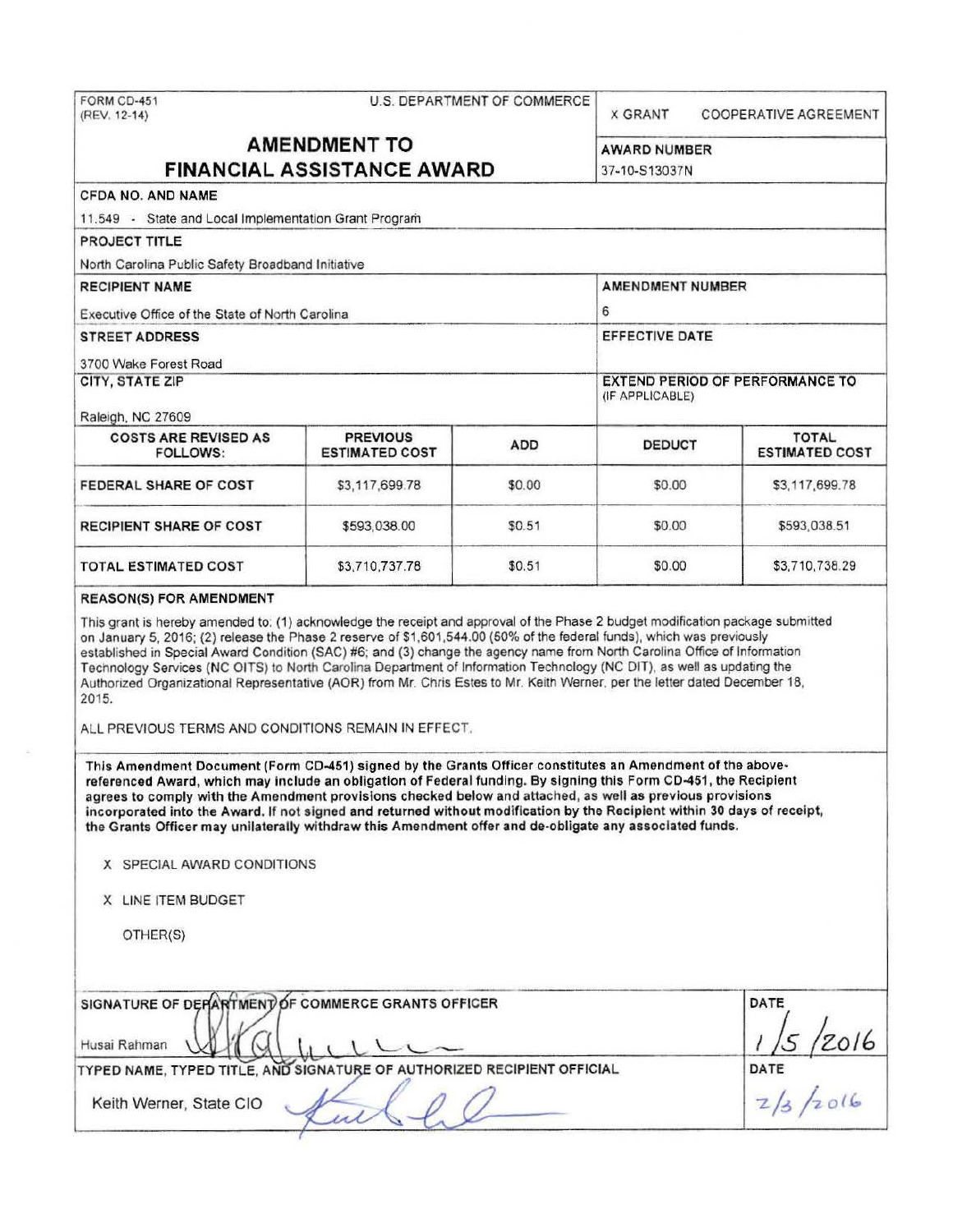FORM CD-451
(REV. 12-14)

U.S. DEPARTMENT OF COMMERCE

X GRANT    COOPERATIVE AGREEMENT

# AMENDMENT TO FINANCIAL ASSISTANCE AWARD

**AWARD NUMBER**
37-10-S13037N

**CFDA NO. AND NAME**
11.549 - State and Local Implementation Grant Program

**PROJECT TITLE**
North Carolina Public Safety Broadband Initiative

**RECIPIENT NAME**
Executive Office of the State of North Carolina

**AMENDMENT NUMBER**
6

**STREET ADDRESS**
3700 Wake Forest Road

**EFFECTIVE DATE**

**CITY, STATE ZIP**
Raleigh, NC 27609

**EXTEND PERIOD OF PERFORMANCE TO** (IF APPLICABLE)

| COSTS ARE REVISED AS FOLLOWS: | PREVIOUS ESTIMATED COST | ADD | DEDUCT | TOTAL ESTIMATED COST |
|---|---|---|---|---|
| FEDERAL SHARE OF COST | $3,117,699.78 | $0.00 | $0.00 | $3,117,699.78 |
| RECIPIENT SHARE OF COST | $593,038.00 | $0.51 | $0.00 | $593,038.51 |
| TOTAL ESTIMATED COST | $3,710,737.78 | $0.51 | $0.00 | $3,710,738.29 |

**REASON(S) FOR AMENDMENT**

This grant is hereby amended to: (1) acknowledge the receipt and approval of the Phase 2 budget modification package submitted on January 5, 2016; (2) release the Phase 2 reserve of $1,601,544.00 (50% of the federal funds), which was previously established in Special Award Condition (SAC) #6; and (3) change the agency name from North Carolina Office of Information Technology Services (NC OITS) to North Carolina Department of Information Technology (NC DIT), as well as updating the Authorized Organizational Representative (AOR) from Mr. Chris Estes to Mr. Keith Werner, per the letter dated December 18, 2015.

ALL PREVIOUS TERMS AND CONDITIONS REMAIN IN EFFECT.

**This Amendment Document (Form CD-451) signed by the Grants Officer constitutes an Amendment of the above-referenced Award, which may include an obligation of Federal funding. By signing this Form CD-451, the Recipient agrees to comply with the Amendment provisions checked below and attached, as well as previous provisions incorporated into the Award. If not signed and returned without modification by the Recipient within 30 days of receipt, the Grants Officer may unilaterally withdraw this Amendment offer and de-obligate any associated funds.**

X SPECIAL AWARD CONDITIONS

X LINE ITEM BUDGET

OTHER(S)

**SIGNATURE OF DEPARTMENT OF COMMERCE GRANTS OFFICER**
Husai Rahman

**DATE**
1/5/2016

**TYPED NAME, TYPED TITLE, AND SIGNATURE OF AUTHORIZED RECIPIENT OFFICIAL**
Keith Werner, State CIO

**DATE**
2/3/2016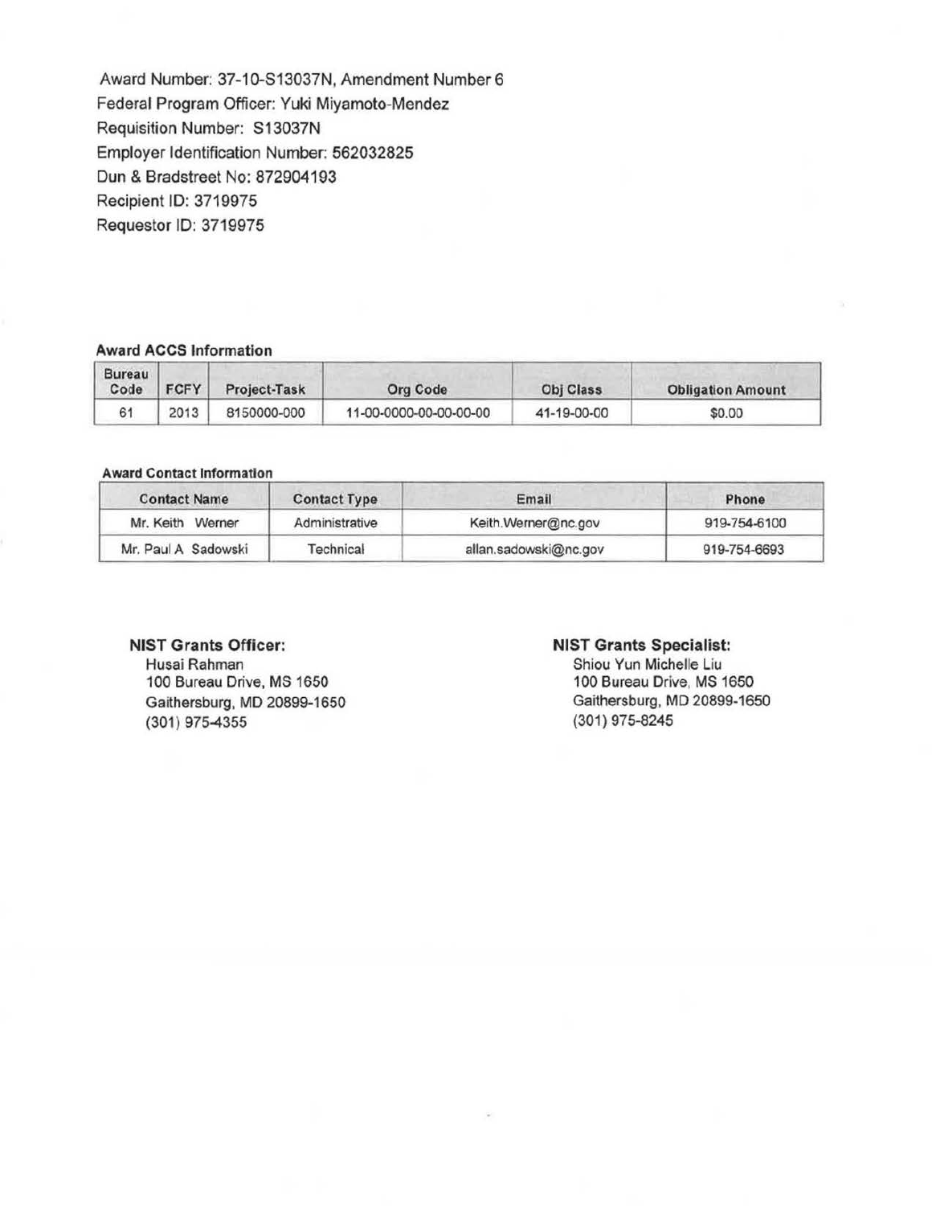Award Number: 37-10-S13037N, Amendment Number 6
Federal Program Officer: Yuki Miyamoto-Mendez
Requisition Number: S13037N
Employer Identification Number: 562032825
Dun & Bradstreet No: 872904193
Recipient ID: 3719975
Requestor ID: 3719975

**Award ACCS Information**

| Bureau Code | FCFY | Project-Task | Org Code | Obj Class | Obligation Amount |
|---|---|---|---|---|---|
| 61 | 2013 | 8150000-000 | 11-00-0000-00-00-00-00 | 41-19-00-00 | $0.00 |

**Award Contact Information**

| Contact Name | Contact Type | Email | Phone |
|---|---|---|---|
| Mr. Keith Werner | Administrative | Keith.Werner@nc.gov | 919-754-6100 |
| Mr. Paul A Sadowski | Technical | allan.sadowski@nc.gov | 919-754-6693 |

**NIST Grants Officer:**
Husai Rahman
100 Bureau Drive, MS 1650
Gaithersburg, MD 20899-1650
(301) 975-4355

**NIST Grants Specialist:**
Shiou Yun Michelle Liu
100 Bureau Drive, MS 1650
Gaithersburg, MD 20899-1650
(301) 975-8245